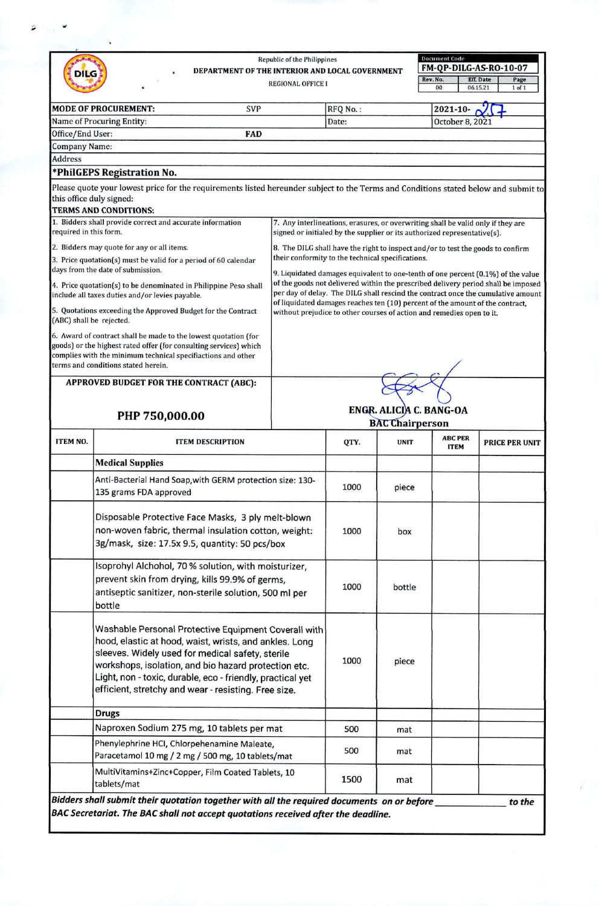Republic of the Philippines
**DEPARTMENT OF THE INTERIOR AND LOCAL GOVERNMENT**
REGIONAL OFFICE I

| Document Code | | |
|---|---|---|
| FM-QP-DILG-AS-RO-10-07 | | |
| Rev. No. | Eff. Date | Page |
| 00 | 06.15.21 | 1 of 1 |

| | | | |
|---|---|---|---|
| **MODE OF PROCUREMENT:** | SVP | RFQ No.: | 2021-10-257 |
| Name of Procuring Entity: | | Date: | October 8, 2021 |
| Office/End User: | **FAD** | | |
| Company Name: | | | |
| Address | | | |
| ***PhilGEPS Registration No.** | | | |

Please quote your lowest price for the requirements listed hereunder subject to the Terms and Conditions stated below and submit to this office duly signed:

**TERMS AND CONDITIONS:**

1. Bidders shall provide correct and accurate information required in this form.
2. Bidders may quote for any or all items.
3. Price quotation(s) must be valid for a period of 60 calendar days from the date of submission.
4. Price quotation(s) to be denominated in Philippine Peso shall include all taxes duties and/or levies payable.
5. Quotations exceeding the Approved Budget for the Contract (ABC) shall be rejected.
6. Award of contract shall be made to the lowest quotation (for goods) or the highest rated offer (for consulting services) which complies with the minimum technical specifications and other terms and conditions stated herein.
7. Any interlineations, erasures, or overwriting shall be valid only if they are signed or initialed by the supplier or its authorized representative(s).
8. The DILG shall have the right to inspect and/or to test the goods to confirm their conformity to the technical specifications.
9. Liquidated damages equivalent to one-tenth of one percent (0.1%) of the value of the goods not delivered within the prescribed delivery period shall be imposed per day of delay. The DILG shall rescind the contract once the cumulative amount of liquidated damages reaches ten (10) percent of the amount of the contract, without prejudice to other courses of action and remedies open to it.

**APPROVED BUDGET FOR THE CONTRACT (ABC):**

**PHP 750,000.00**

**ENGR. ALICIA C. BANG-OA**
**BAC Chairperson**

| ITEM NO. | ITEM DESCRIPTION | QTY. | UNIT | ABC PER ITEM | PRICE PER UNIT |
|---|---|---|---|---|---|
| | **Medical Supplies** | | | | |
| | Anti-Bacterial Hand Soap,with GERM protection size: 130-135 grams FDA approved | 1000 | piece | | |
| | Disposable Protective Face Masks, 3 ply melt-blown non-woven fabric, thermal insulation cotton, weight: 3g/mask, size: 17.5x 9.5, quantity: 50 pcs/box | 1000 | box | | |
| | Isoprohyl Alchohol, 70 % solution, with moisturizer, prevent skin from drying, kills 99.9% of germs, antiseptic sanitizer, non-sterile solution, 500 ml per bottle | 1000 | bottle | | |
| | Washable Personal Protective Equipment Coverall with hood, elastic at hood, waist, wrists, and ankles. Long sleeves. Widely used for medical safety, sterile workshops, isolation, and bio hazard protection etc. Light, non - toxic, durable, eco - friendly, practical yet efficient, stretchy and wear - resisting. Free size. | 1000 | piece | | |
| | **Drugs** | | | | |
| | Naproxen Sodium 275 mg, 10 tablets per mat | 500 | mat | | |
| | Phenylephrine HCl, Chlorpehenamine Maleate, Paracetamol 10 mg / 2 mg / 500 mg, 10 tablets/mat | 500 | mat | | |
| | MultiVitamins+Zinc+Copper, Film Coated Tablets, 10 tablets/mat | 1500 | mat | | |

***Bidders shall submit their quotation together with all the required documents on or before \_\_\_\_\_\_\_\_\_\_ to the BAC Secretariat. The BAC shall not accept quotations received after the deadline.***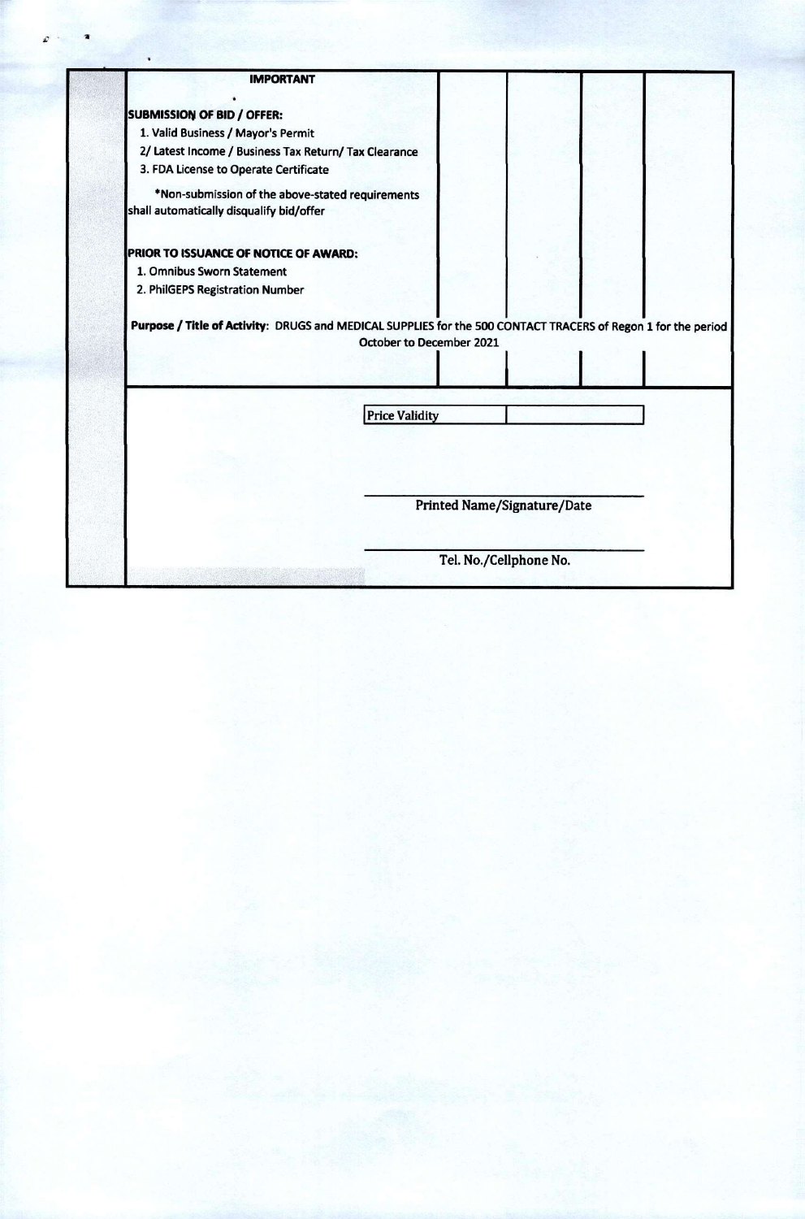**IMPORTANT**

**SUBMISSION OF BID / OFFER:**

1. Valid Business / Mayor's Permit
2/ Latest Income / Business Tax Return/ Tax Clearance
3. FDA License to Operate Certificate

*Non-submission of the above-stated requirements shall automatically disqualify bid/offer

**PRIOR TO ISSUANCE OF NOTICE OF AWARD:**

1. Omnibus Sworn Statement
2. PhilGEPS Registration Number

**Purpose / Title of Activity:** DRUGS and MEDICAL SUPPLIES for the 500 CONTACT TRACERS of Regon 1 for the period October to December 2021

| | |
|---|---|
| Price Validity | |

Printed Name/Signature/Date

Tel. No./Cellphone No.